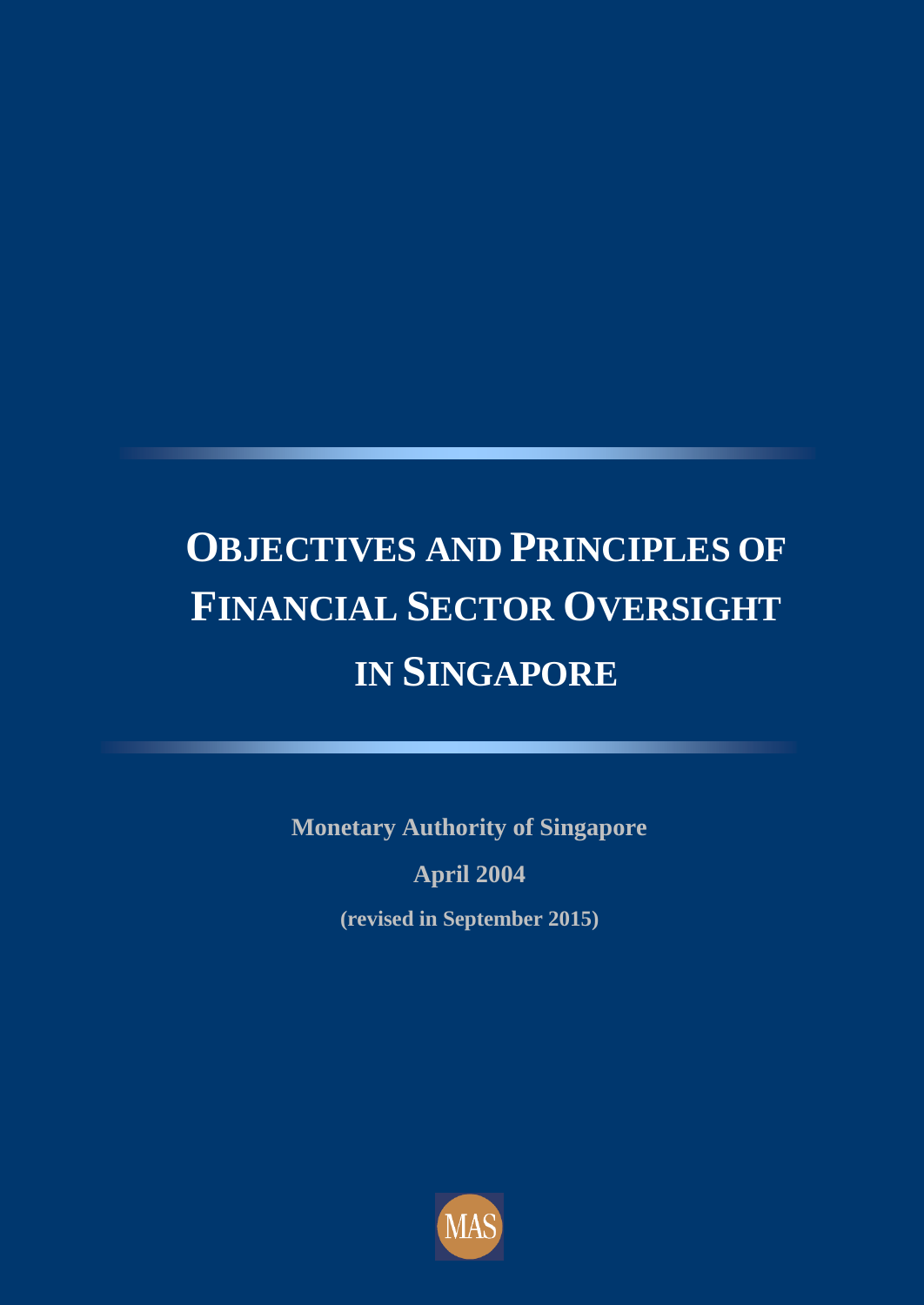# OBJECTIVES AND PRINCIPLES OF FINANCIAL SECTOR OVERSIGHT IN SINGAPORE

**Monetary Authority of Singapore**

**April 2004**

**(revised in September 2015)**

MAS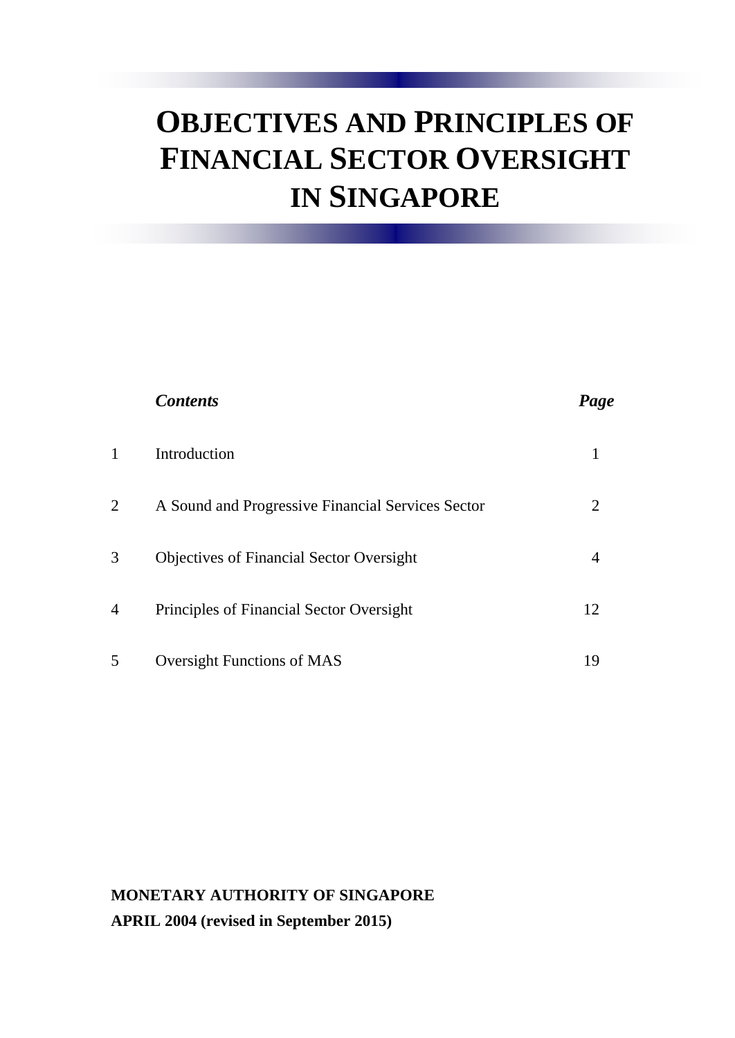# OBJECTIVES AND PRINCIPLES OF FINANCIAL SECTOR OVERSIGHT IN SINGAPORE

| | *Contents* | *Page* |
|---|---|---|
| 1 | Introduction | 1 |
| 2 | A Sound and Progressive Financial Services Sector | 2 |
| 3 | Objectives of Financial Sector Oversight | 4 |
| 4 | Principles of Financial Sector Oversight | 12 |
| 5 | Oversight Functions of MAS | 19 |

**MONETARY AUTHORITY OF SINGAPORE**

**APRIL 2004 (revised in September 2015)**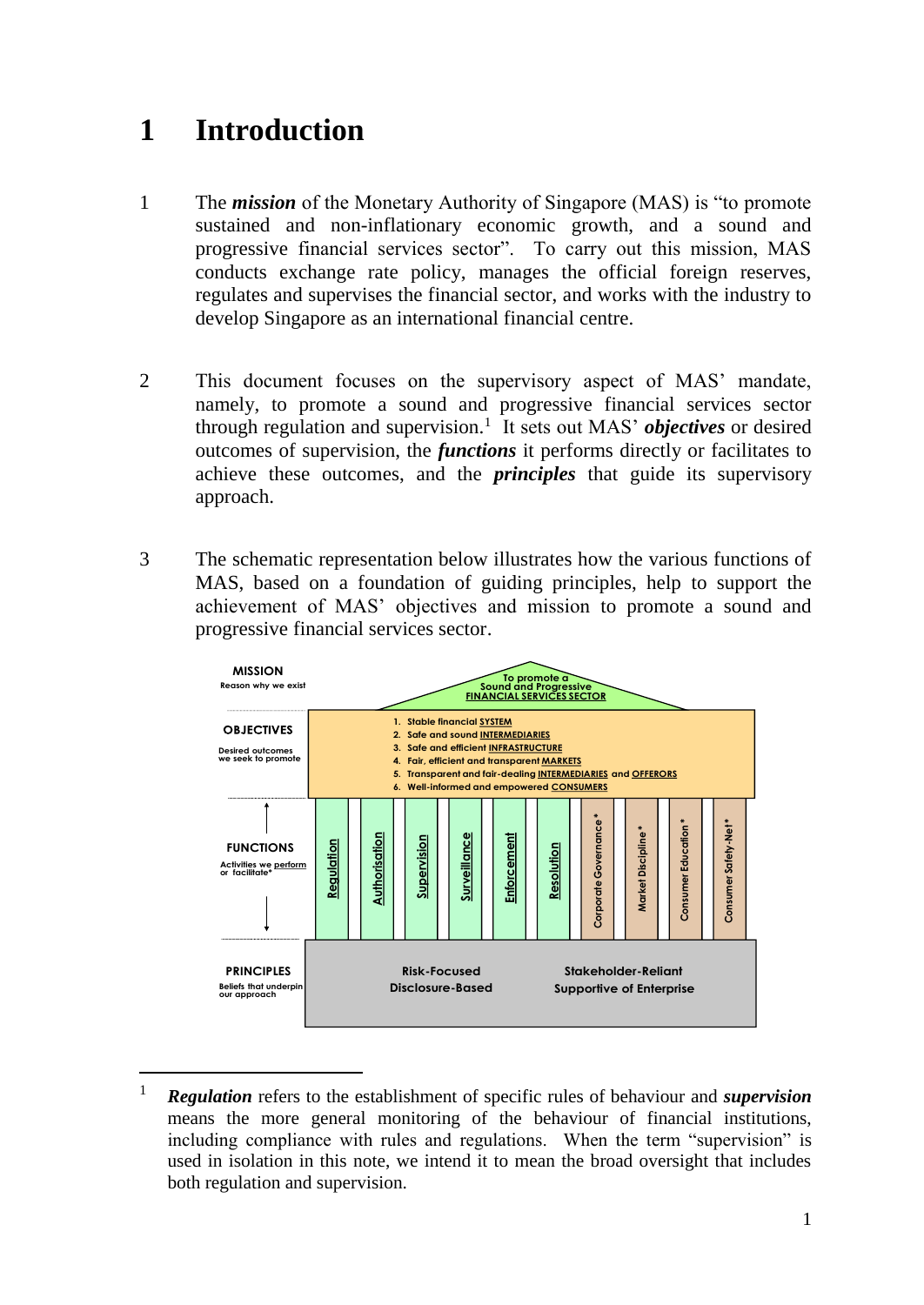# 1 Introduction

1 The ***mission*** of the Monetary Authority of Singapore (MAS) is "to promote sustained and non-inflationary economic growth, and a sound and progressive financial services sector". To carry out this mission, MAS conducts exchange rate policy, manages the official foreign reserves, regulates and supervises the financial sector, and works with the industry to develop Singapore as an international financial centre.

2 This document focuses on the supervisory aspect of MAS' mandate, namely, to promote a sound and progressive financial services sector through regulation and supervision.[1] It sets out MAS' ***objectives*** or desired outcomes of supervision, the ***functions*** it performs directly or facilitates to achieve these outcomes, and the ***principles*** that guide its supervisory approach.

3 The schematic representation below illustrates how the various functions of MAS, based on a foundation of guiding principles, help to support the achievement of MAS' objectives and mission to promote a sound and progressive financial services sector.

**MISSION** — Reason why we exist

To promote a Sound and Progressive FINANCIAL SERVICES SECTOR

**OBJECTIVES** — Desired outcomes we seek to promote

1. Stable financial SYSTEM
2. Safe and sound INTERMEDIARIES
3. Safe and efficient INFRASTRUCTURE
4. Fair, efficient and transparent MARKETS
5. Transparent and fair-dealing INTERMEDIARIES and OFFERORS
6. Well-informed and empowered CONSUMERS

**FUNCTIONS** — Activities we perform or facilitate*

Regulation | Authorisation | Supervision | Surveillance | Enforcement | Resolution | Corporate Governance* | Market Discipline* | Consumer Education* | Consumer Safety-Net*

**PRINCIPLES** — Beliefs that underpin our approach

Risk-Focused | Disclosure-Based | Stakeholder-Reliant | Supportive of Enterprise

---

[1] ***Regulation*** refers to the establishment of specific rules of behaviour and ***supervision*** means the more general monitoring of the behaviour of financial institutions, including compliance with rules and regulations. When the term "supervision" is used in isolation in this note, we intend it to mean the broad oversight that includes both regulation and supervision.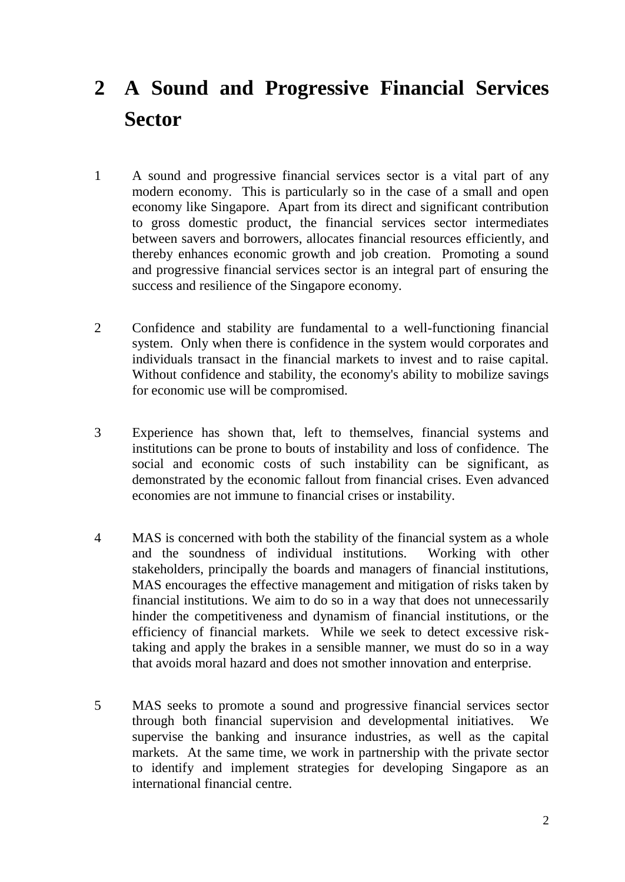# 2 A Sound and Progressive Financial Services Sector

1 A sound and progressive financial services sector is a vital part of any modern economy. This is particularly so in the case of a small and open economy like Singapore. Apart from its direct and significant contribution to gross domestic product, the financial services sector intermediates between savers and borrowers, allocates financial resources efficiently, and thereby enhances economic growth and job creation. Promoting a sound and progressive financial services sector is an integral part of ensuring the success and resilience of the Singapore economy.

2 Confidence and stability are fundamental to a well-functioning financial system. Only when there is confidence in the system would corporates and individuals transact in the financial markets to invest and to raise capital. Without confidence and stability, the economy's ability to mobilize savings for economic use will be compromised.

3 Experience has shown that, left to themselves, financial systems and institutions can be prone to bouts of instability and loss of confidence. The social and economic costs of such instability can be significant, as demonstrated by the economic fallout from financial crises. Even advanced economies are not immune to financial crises or instability.

4 MAS is concerned with both the stability of the financial system as a whole and the soundness of individual institutions. Working with other stakeholders, principally the boards and managers of financial institutions, MAS encourages the effective management and mitigation of risks taken by financial institutions. We aim to do so in a way that does not unnecessarily hinder the competitiveness and dynamism of financial institutions, or the efficiency of financial markets. While we seek to detect excessive risk-taking and apply the brakes in a sensible manner, we must do so in a way that avoids moral hazard and does not smother innovation and enterprise.

5 MAS seeks to promote a sound and progressive financial services sector through both financial supervision and developmental initiatives. We supervise the banking and insurance industries, as well as the capital markets. At the same time, we work in partnership with the private sector to identify and implement strategies for developing Singapore as an international financial centre.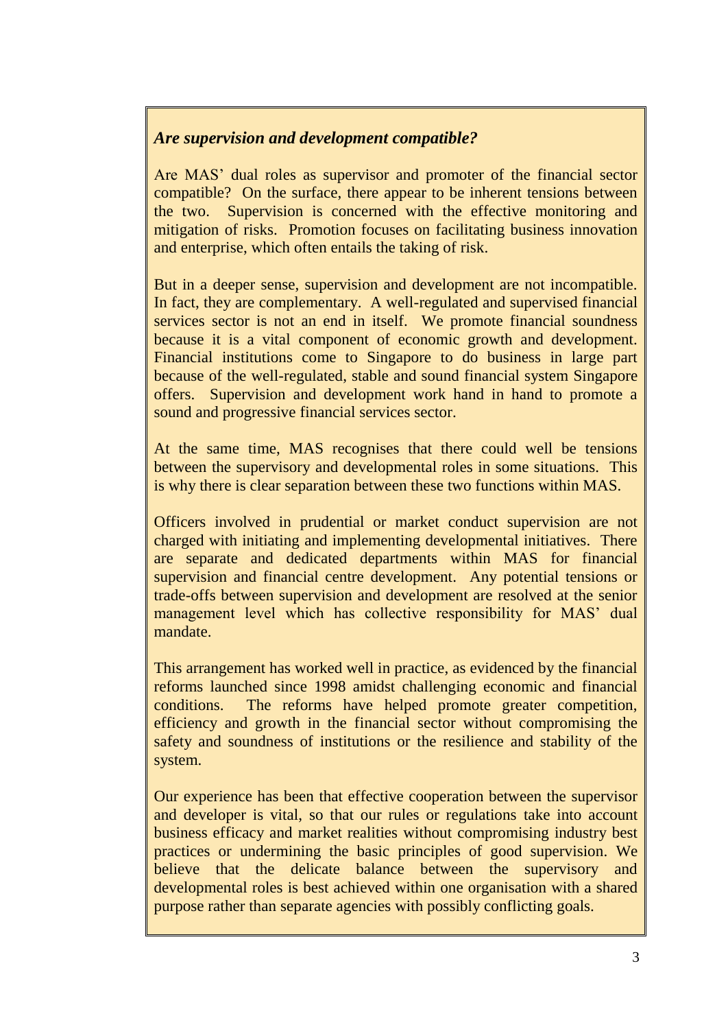***Are supervision and development compatible?***

Are MAS' dual roles as supervisor and promoter of the financial sector compatible? On the surface, there appear to be inherent tensions between the two. Supervision is concerned with the effective monitoring and mitigation of risks. Promotion focuses on facilitating business innovation and enterprise, which often entails the taking of risk.

But in a deeper sense, supervision and development are not incompatible. In fact, they are complementary. A well-regulated and supervised financial services sector is not an end in itself. We promote financial soundness because it is a vital component of economic growth and development. Financial institutions come to Singapore to do business in large part because of the well-regulated, stable and sound financial system Singapore offers. Supervision and development work hand in hand to promote a sound and progressive financial services sector.

At the same time, MAS recognises that there could well be tensions between the supervisory and developmental roles in some situations. This is why there is clear separation between these two functions within MAS.

Officers involved in prudential or market conduct supervision are not charged with initiating and implementing developmental initiatives. There are separate and dedicated departments within MAS for financial supervision and financial centre development. Any potential tensions or trade-offs between supervision and development are resolved at the senior management level which has collective responsibility for MAS' dual mandate.

This arrangement has worked well in practice, as evidenced by the financial reforms launched since 1998 amidst challenging economic and financial conditions. The reforms have helped promote greater competition, efficiency and growth in the financial sector without compromising the safety and soundness of institutions or the resilience and stability of the system.

Our experience has been that effective cooperation between the supervisor and developer is vital, so that our rules or regulations take into account business efficacy and market realities without compromising industry best practices or undermining the basic principles of good supervision. We believe that the delicate balance between the supervisory and developmental roles is best achieved within one organisation with a shared purpose rather than separate agencies with possibly conflicting goals.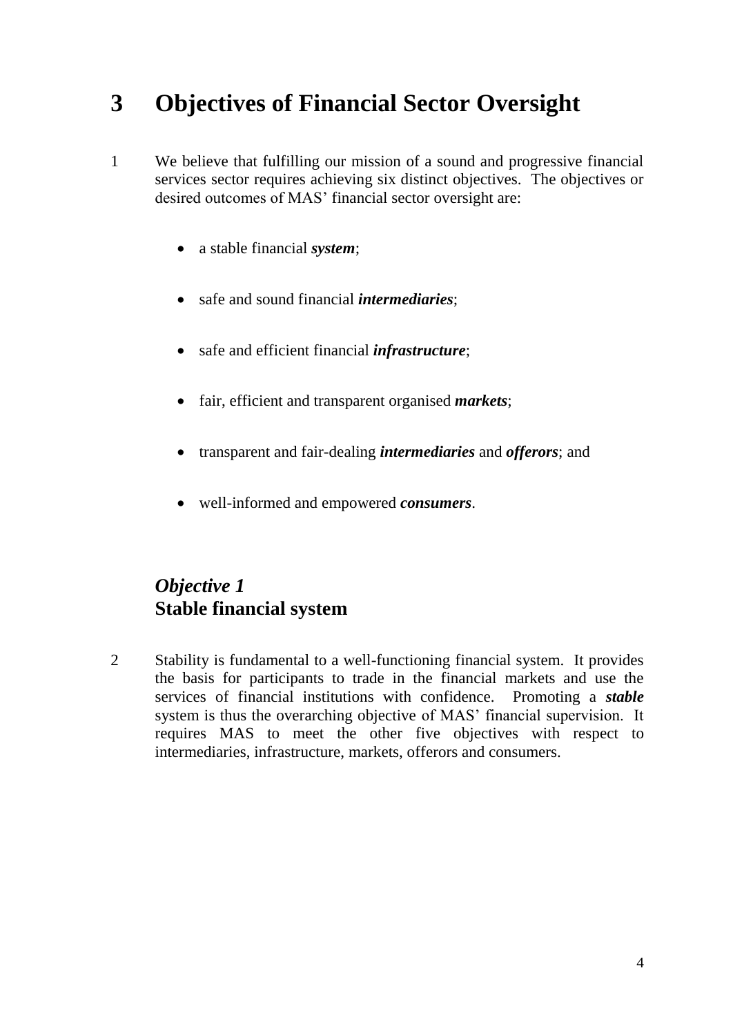# 3 Objectives of Financial Sector Oversight

1 We believe that fulfilling our mission of a sound and progressive financial services sector requires achieving six distinct objectives. The objectives or desired outcomes of MAS' financial sector oversight are:

- a stable financial ***system***;
- safe and sound financial ***intermediaries***;
- safe and efficient financial ***infrastructure***;
- fair, efficient and transparent organised ***markets***;
- transparent and fair-dealing ***intermediaries*** and ***offerors***; and
- well-informed and empowered ***consumers***.

## *Objective 1* **Stable financial system**

2 Stability is fundamental to a well-functioning financial system. It provides the basis for participants to trade in the financial markets and use the services of financial institutions with confidence. Promoting a ***stable*** system is thus the overarching objective of MAS' financial supervision. It requires MAS to meet the other five objectives with respect to intermediaries, infrastructure, markets, offerors and consumers.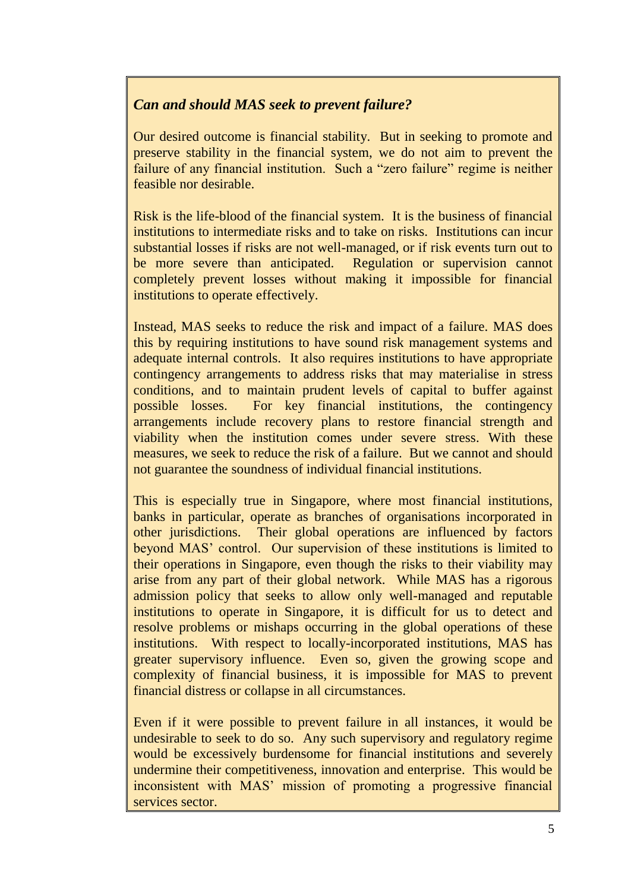***Can and should MAS seek to prevent failure?***

Our desired outcome is financial stability. But in seeking to promote and preserve stability in the financial system, we do not aim to prevent the failure of any financial institution. Such a "zero failure" regime is neither feasible nor desirable.

Risk is the life-blood of the financial system. It is the business of financial institutions to intermediate risks and to take on risks. Institutions can incur substantial losses if risks are not well-managed, or if risk events turn out to be more severe than anticipated. Regulation or supervision cannot completely prevent losses without making it impossible for financial institutions to operate effectively.

Instead, MAS seeks to reduce the risk and impact of a failure. MAS does this by requiring institutions to have sound risk management systems and adequate internal controls. It also requires institutions to have appropriate contingency arrangements to address risks that may materialise in stress conditions, and to maintain prudent levels of capital to buffer against possible losses. For key financial institutions, the contingency arrangements include recovery plans to restore financial strength and viability when the institution comes under severe stress. With these measures, we seek to reduce the risk of a failure. But we cannot and should not guarantee the soundness of individual financial institutions.

This is especially true in Singapore, where most financial institutions, banks in particular, operate as branches of organisations incorporated in other jurisdictions. Their global operations are influenced by factors beyond MAS' control. Our supervision of these institutions is limited to their operations in Singapore, even though the risks to their viability may arise from any part of their global network. While MAS has a rigorous admission policy that seeks to allow only well-managed and reputable institutions to operate in Singapore, it is difficult for us to detect and resolve problems or mishaps occurring in the global operations of these institutions. With respect to locally-incorporated institutions, MAS has greater supervisory influence. Even so, given the growing scope and complexity of financial business, it is impossible for MAS to prevent financial distress or collapse in all circumstances.

Even if it were possible to prevent failure in all instances, it would be undesirable to seek to do so. Any such supervisory and regulatory regime would be excessively burdensome for financial institutions and severely undermine their competitiveness, innovation and enterprise. This would be inconsistent with MAS' mission of promoting a progressive financial services sector.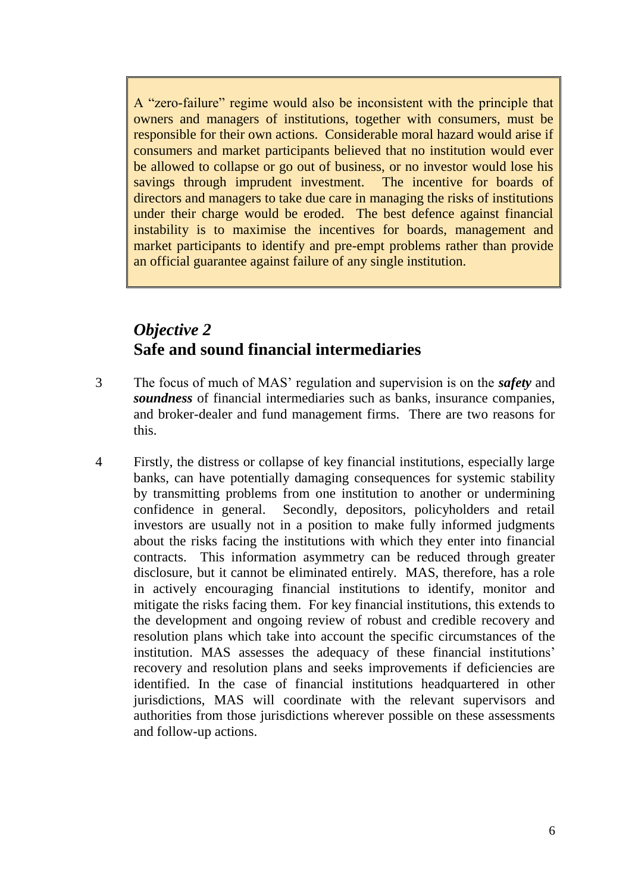> A "zero-failure" regime would also be inconsistent with the principle that owners and managers of institutions, together with consumers, must be responsible for their own actions. Considerable moral hazard would arise if consumers and market participants believed that no institution would ever be allowed to collapse or go out of business, or no investor would lose his savings through imprudent investment. The incentive for boards of directors and managers to take due care in managing the risks of institutions under their charge would be eroded. The best defence against financial instability is to maximise the incentives for boards, management and market participants to identify and pre-empt problems rather than provide an official guarantee against failure of any single institution.

## *Objective 2*
## Safe and sound financial intermediaries

3 The focus of much of MAS' regulation and supervision is on the ***safety*** and ***soundness*** of financial intermediaries such as banks, insurance companies, and broker-dealer and fund management firms. There are two reasons for this.

4 Firstly, the distress or collapse of key financial institutions, especially large banks, can have potentially damaging consequences for systemic stability by transmitting problems from one institution to another or undermining confidence in general. Secondly, depositors, policyholders and retail investors are usually not in a position to make fully informed judgments about the risks facing the institutions with which they enter into financial contracts. This information asymmetry can be reduced through greater disclosure, but it cannot be eliminated entirely. MAS, therefore, has a role in actively encouraging financial institutions to identify, monitor and mitigate the risks facing them. For key financial institutions, this extends to the development and ongoing review of robust and credible recovery and resolution plans which take into account the specific circumstances of the institution. MAS assesses the adequacy of these financial institutions' recovery and resolution plans and seeks improvements if deficiencies are identified. In the case of financial institutions headquartered in other jurisdictions, MAS will coordinate with the relevant supervisors and authorities from those jurisdictions wherever possible on these assessments and follow-up actions.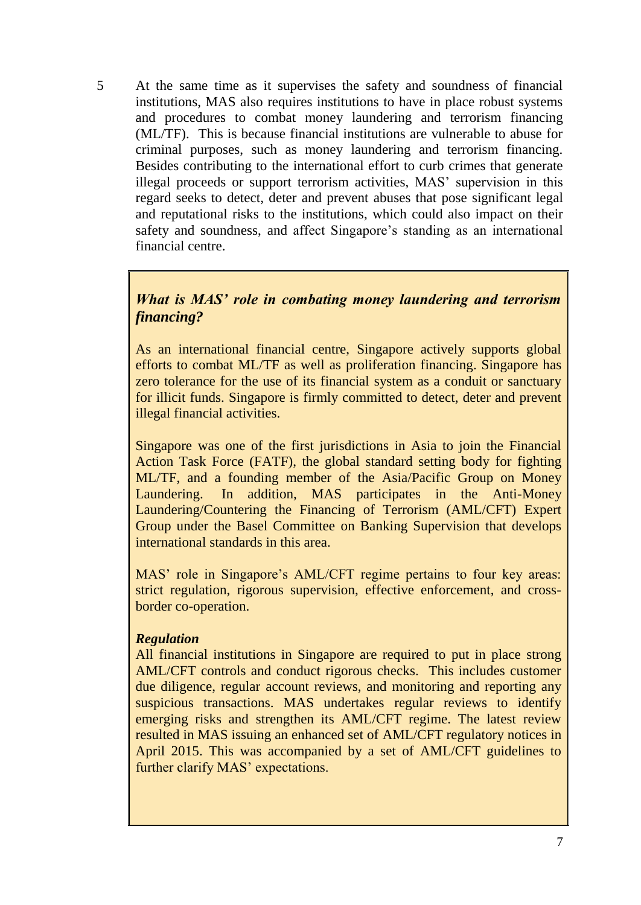5 At the same time as it supervises the safety and soundness of financial institutions, MAS also requires institutions to have in place robust systems and procedures to combat money laundering and terrorism financing (ML/TF). This is because financial institutions are vulnerable to abuse for criminal purposes, such as money laundering and terrorism financing. Besides contributing to the international effort to curb crimes that generate illegal proceeds or support terrorism activities, MAS' supervision in this regard seeks to detect, deter and prevent abuses that pose significant legal and reputational risks to the institutions, which could also impact on their safety and soundness, and affect Singapore's standing as an international financial centre.

### *What is MAS' role in combating money laundering and terrorism financing?*

As an international financial centre, Singapore actively supports global efforts to combat ML/TF as well as proliferation financing. Singapore has zero tolerance for the use of its financial system as a conduit or sanctuary for illicit funds. Singapore is firmly committed to detect, deter and prevent illegal financial activities.

Singapore was one of the first jurisdictions in Asia to join the Financial Action Task Force (FATF), the global standard setting body for fighting ML/TF, and a founding member of the Asia/Pacific Group on Money Laundering. In addition, MAS participates in the Anti-Money Laundering/Countering the Financing of Terrorism (AML/CFT) Expert Group under the Basel Committee on Banking Supervision that develops international standards in this area.

MAS' role in Singapore's AML/CFT regime pertains to four key areas: strict regulation, rigorous supervision, effective enforcement, and cross-border co-operation.

***Regulation***

All financial institutions in Singapore are required to put in place strong AML/CFT controls and conduct rigorous checks. This includes customer due diligence, regular account reviews, and monitoring and reporting any suspicious transactions. MAS undertakes regular reviews to identify emerging risks and strengthen its AML/CFT regime. The latest review resulted in MAS issuing an enhanced set of AML/CFT regulatory notices in April 2015. This was accompanied by a set of AML/CFT guidelines to further clarify MAS' expectations.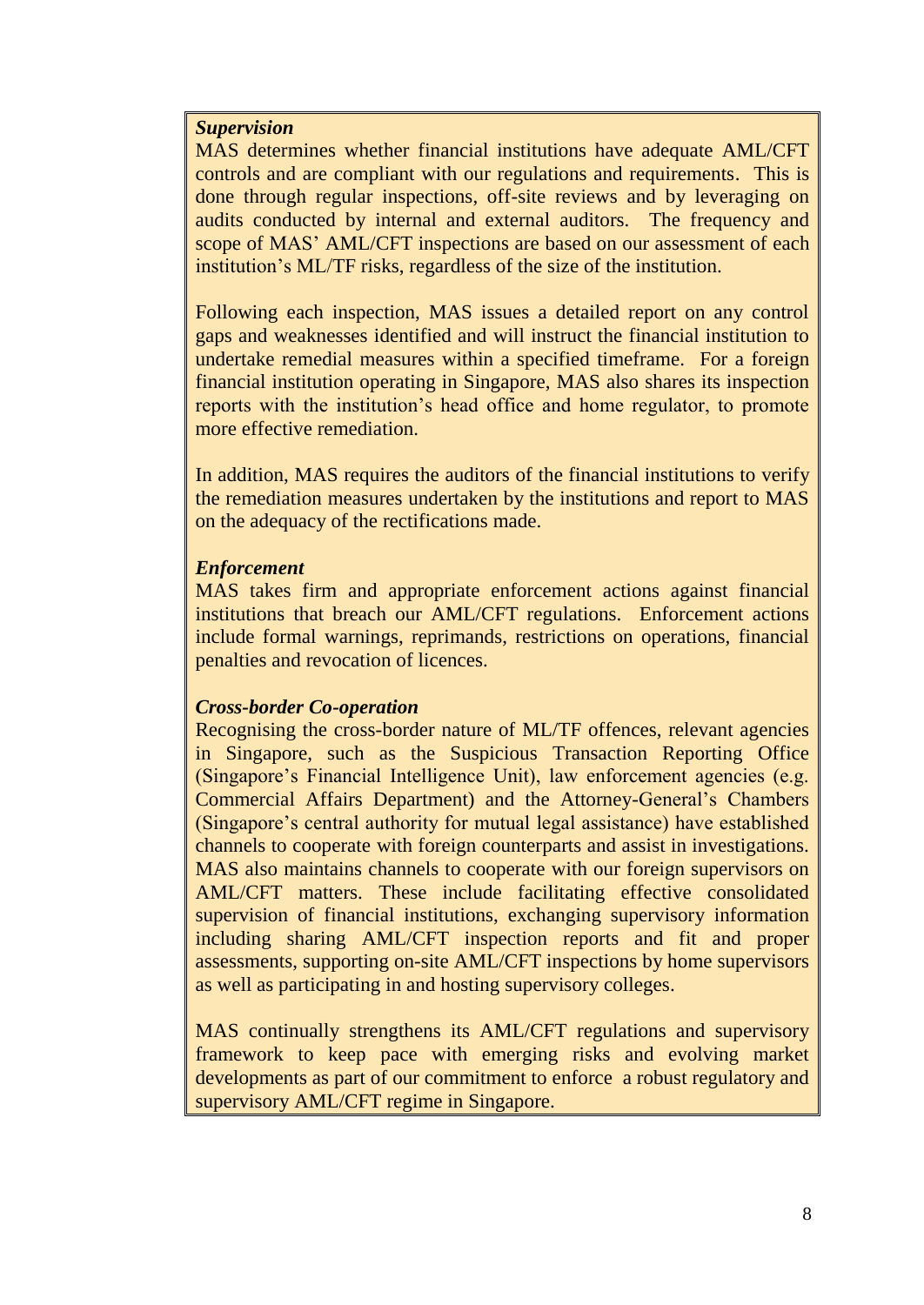***Supervision***

MAS determines whether financial institutions have adequate AML/CFT controls and are compliant with our regulations and requirements. This is done through regular inspections, off-site reviews and by leveraging on audits conducted by internal and external auditors. The frequency and scope of MAS' AML/CFT inspections are based on our assessment of each institution's ML/TF risks, regardless of the size of the institution.

Following each inspection, MAS issues a detailed report on any control gaps and weaknesses identified and will instruct the financial institution to undertake remedial measures within a specified timeframe. For a foreign financial institution operating in Singapore, MAS also shares its inspection reports with the institution's head office and home regulator, to promote more effective remediation.

In addition, MAS requires the auditors of the financial institutions to verify the remediation measures undertaken by the institutions and report to MAS on the adequacy of the rectifications made.

***Enforcement***

MAS takes firm and appropriate enforcement actions against financial institutions that breach our AML/CFT regulations. Enforcement actions include formal warnings, reprimands, restrictions on operations, financial penalties and revocation of licences.

***Cross-border Co-operation***

Recognising the cross-border nature of ML/TF offences, relevant agencies in Singapore, such as the Suspicious Transaction Reporting Office (Singapore's Financial Intelligence Unit), law enforcement agencies (e.g. Commercial Affairs Department) and the Attorney-General's Chambers (Singapore's central authority for mutual legal assistance) have established channels to cooperate with foreign counterparts and assist in investigations. MAS also maintains channels to cooperate with our foreign supervisors on AML/CFT matters. These include facilitating effective consolidated supervision of financial institutions, exchanging supervisory information including sharing AML/CFT inspection reports and fit and proper assessments, supporting on-site AML/CFT inspections by home supervisors as well as participating in and hosting supervisory colleges.

MAS continually strengthens its AML/CFT regulations and supervisory framework to keep pace with emerging risks and evolving market developments as part of our commitment to enforce a robust regulatory and supervisory AML/CFT regime in Singapore.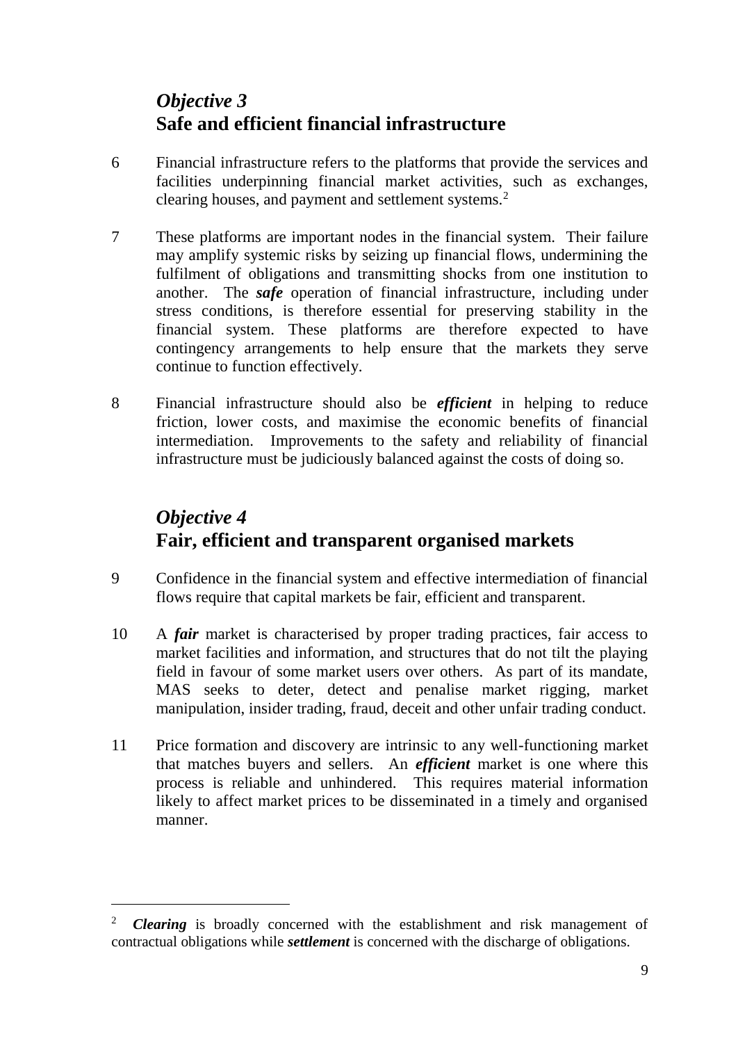## *Objective 3*
## Safe and efficient financial infrastructure

6 Financial infrastructure refers to the platforms that provide the services and facilities underpinning financial market activities, such as exchanges, clearing houses, and payment and settlement systems.[2]

7 These platforms are important nodes in the financial system. Their failure may amplify systemic risks by seizing up financial flows, undermining the fulfilment of obligations and transmitting shocks from one institution to another. The ***safe*** operation of financial infrastructure, including under stress conditions, is therefore essential for preserving stability in the financial system. These platforms are therefore expected to have contingency arrangements to help ensure that the markets they serve continue to function effectively.

8 Financial infrastructure should also be ***efficient*** in helping to reduce friction, lower costs, and maximise the economic benefits of financial intermediation. Improvements to the safety and reliability of financial infrastructure must be judiciously balanced against the costs of doing so.

## *Objective 4*
## Fair, efficient and transparent organised markets

9 Confidence in the financial system and effective intermediation of financial flows require that capital markets be fair, efficient and transparent.

10 A ***fair*** market is characterised by proper trading practices, fair access to market facilities and information, and structures that do not tilt the playing field in favour of some market users over others. As part of its mandate, MAS seeks to deter, detect and penalise market rigging, market manipulation, insider trading, fraud, deceit and other unfair trading conduct.

11 Price formation and discovery are intrinsic to any well-functioning market that matches buyers and sellers. An ***efficient*** market is one where this process is reliable and unhindered. This requires material information likely to affect market prices to be disseminated in a timely and organised manner.

---

[2] ***Clearing*** is broadly concerned with the establishment and risk management of contractual obligations while ***settlement*** is concerned with the discharge of obligations.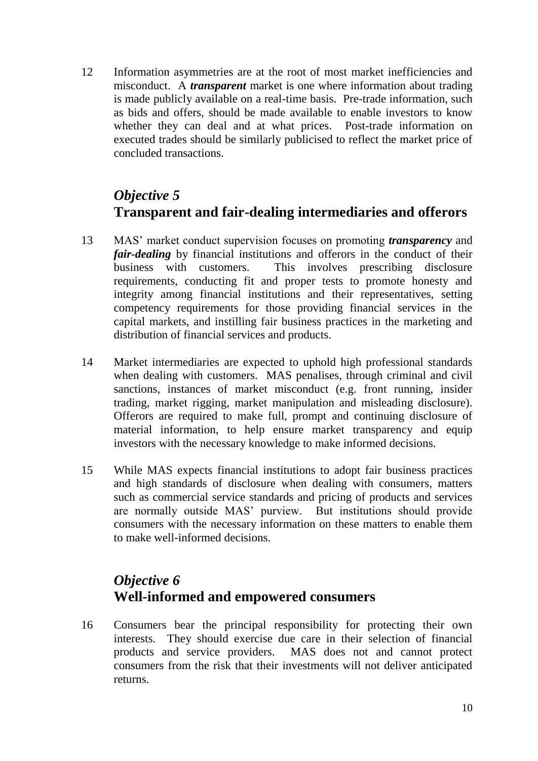12 Information asymmetries are at the root of most market inefficiencies and misconduct. A ***transparent*** market is one where information about trading is made publicly available on a real-time basis. Pre-trade information, such as bids and offers, should be made available to enable investors to know whether they can deal and at what prices. Post-trade information on executed trades should be similarly publicised to reflect the market price of concluded transactions.

## *Objective 5*
## Transparent and fair-dealing intermediaries and offerors

13 MAS' market conduct supervision focuses on promoting ***transparency*** and ***fair-dealing*** by financial institutions and offerors in the conduct of their business with customers. This involves prescribing disclosure requirements, conducting fit and proper tests to promote honesty and integrity among financial institutions and their representatives, setting competency requirements for those providing financial services in the capital markets, and instilling fair business practices in the marketing and distribution of financial services and products.

14 Market intermediaries are expected to uphold high professional standards when dealing with customers. MAS penalises, through criminal and civil sanctions, instances of market misconduct (e.g. front running, insider trading, market rigging, market manipulation and misleading disclosure). Offerors are required to make full, prompt and continuing disclosure of material information, to help ensure market transparency and equip investors with the necessary knowledge to make informed decisions.

15 While MAS expects financial institutions to adopt fair business practices and high standards of disclosure when dealing with consumers, matters such as commercial service standards and pricing of products and services are normally outside MAS' purview. But institutions should provide consumers with the necessary information on these matters to enable them to make well-informed decisions.

## *Objective 6*
## Well-informed and empowered consumers

16 Consumers bear the principal responsibility for protecting their own interests. They should exercise due care in their selection of financial products and service providers. MAS does not and cannot protect consumers from the risk that their investments will not deliver anticipated returns.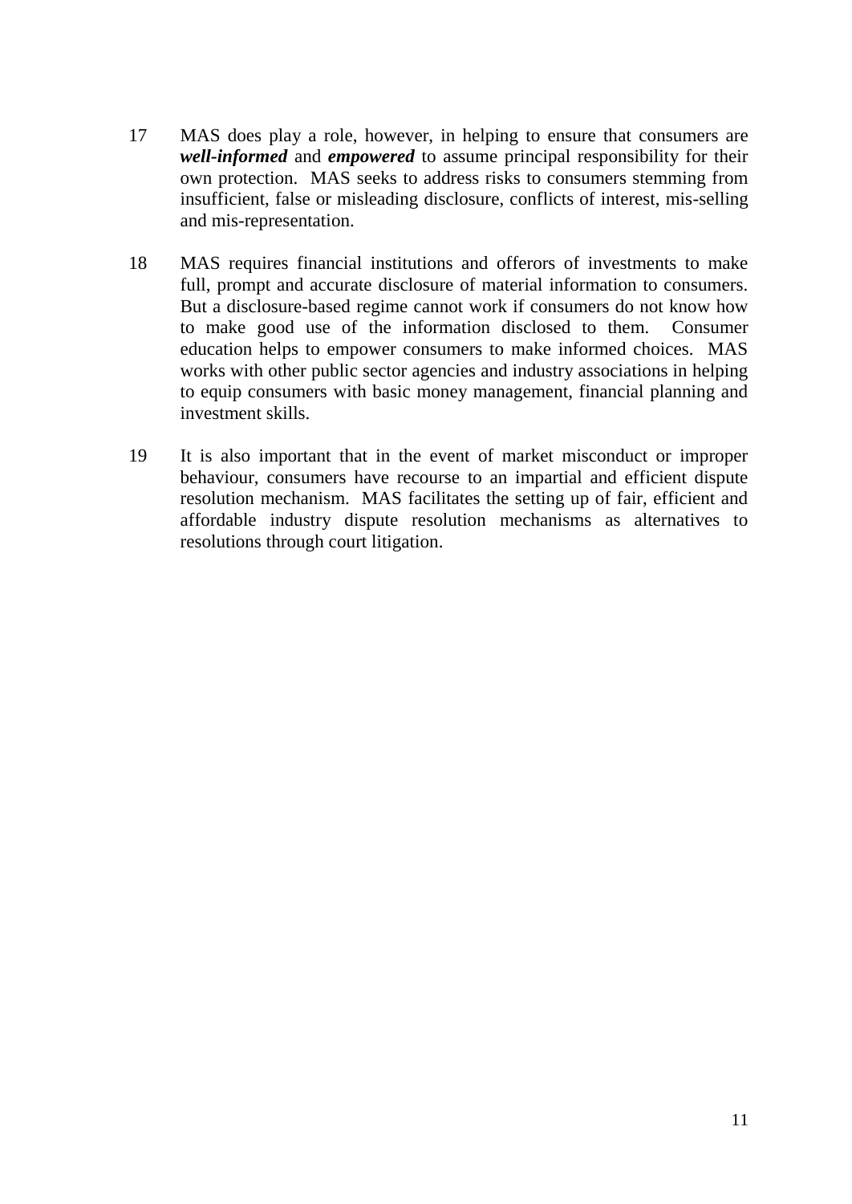17 MAS does play a role, however, in helping to ensure that consumers are ***well-informed*** and ***empowered*** to assume principal responsibility for their own protection. MAS seeks to address risks to consumers stemming from insufficient, false or misleading disclosure, conflicts of interest, mis-selling and mis-representation.

18 MAS requires financial institutions and offerors of investments to make full, prompt and accurate disclosure of material information to consumers. But a disclosure-based regime cannot work if consumers do not know how to make good use of the information disclosed to them. Consumer education helps to empower consumers to make informed choices. MAS works with other public sector agencies and industry associations in helping to equip consumers with basic money management, financial planning and investment skills.

19 It is also important that in the event of market misconduct or improper behaviour, consumers have recourse to an impartial and efficient dispute resolution mechanism. MAS facilitates the setting up of fair, efficient and affordable industry dispute resolution mechanisms as alternatives to resolutions through court litigation.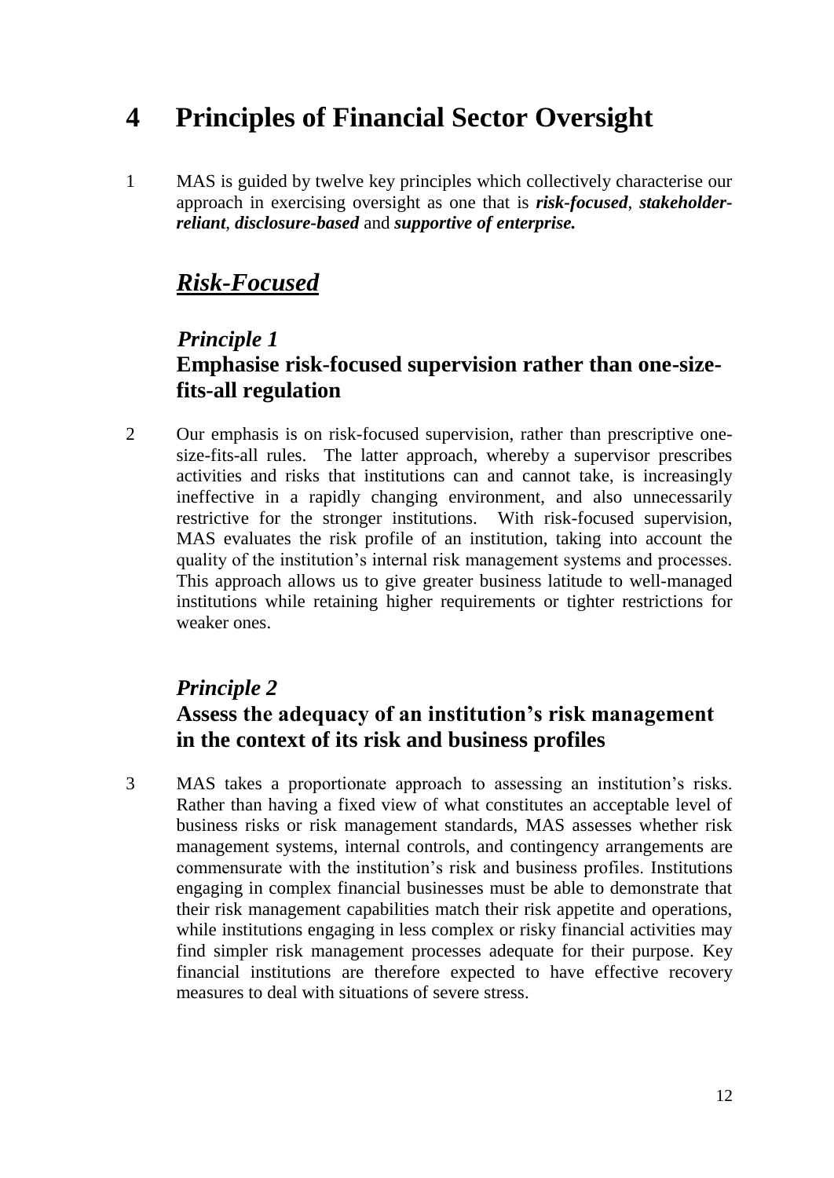# 4 Principles of Financial Sector Oversight

1 MAS is guided by twelve key principles which collectively characterise our approach in exercising oversight as one that is ***risk-focused***, ***stakeholder-reliant***, ***disclosure-based*** and ***supportive of enterprise.***

## *Risk-Focused*

### *Principle 1*
### **Emphasise risk-focused supervision rather than one-size-fits-all regulation**

2 Our emphasis is on risk-focused supervision, rather than prescriptive one-size-fits-all rules. The latter approach, whereby a supervisor prescribes activities and risks that institutions can and cannot take, is increasingly ineffective in a rapidly changing environment, and also unnecessarily restrictive for the stronger institutions. With risk-focused supervision, MAS evaluates the risk profile of an institution, taking into account the quality of the institution's internal risk management systems and processes. This approach allows us to give greater business latitude to well-managed institutions while retaining higher requirements or tighter restrictions for weaker ones.

### *Principle 2*
### **Assess the adequacy of an institution's risk management in the context of its risk and business profiles**

3 MAS takes a proportionate approach to assessing an institution's risks. Rather than having a fixed view of what constitutes an acceptable level of business risks or risk management standards, MAS assesses whether risk management systems, internal controls, and contingency arrangements are commensurate with the institution's risk and business profiles. Institutions engaging in complex financial businesses must be able to demonstrate that their risk management capabilities match their risk appetite and operations, while institutions engaging in less complex or risky financial activities may find simpler risk management processes adequate for their purpose. Key financial institutions are therefore expected to have effective recovery measures to deal with situations of severe stress.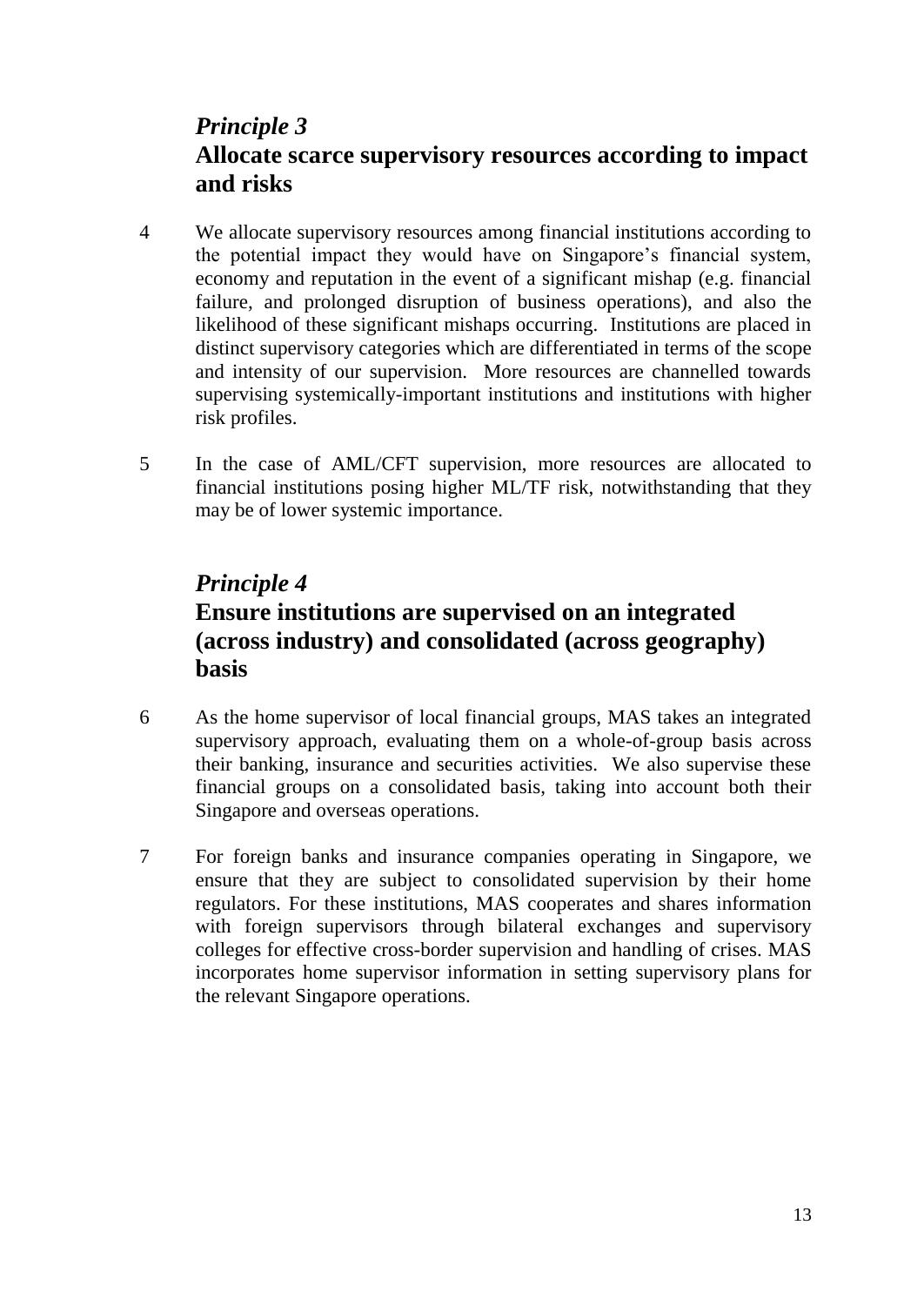## *Principle 3*
## Allocate scarce supervisory resources according to impact and risks

4 We allocate supervisory resources among financial institutions according to the potential impact they would have on Singapore's financial system, economy and reputation in the event of a significant mishap (e.g. financial failure, and prolonged disruption of business operations), and also the likelihood of these significant mishaps occurring. Institutions are placed in distinct supervisory categories which are differentiated in terms of the scope and intensity of our supervision. More resources are channelled towards supervising systemically-important institutions and institutions with higher risk profiles.

5 In the case of AML/CFT supervision, more resources are allocated to financial institutions posing higher ML/TF risk, notwithstanding that they may be of lower systemic importance.

## *Principle 4*
## Ensure institutions are supervised on an integrated (across industry) and consolidated (across geography) basis

6 As the home supervisor of local financial groups, MAS takes an integrated supervisory approach, evaluating them on a whole-of-group basis across their banking, insurance and securities activities. We also supervise these financial groups on a consolidated basis, taking into account both their Singapore and overseas operations.

7 For foreign banks and insurance companies operating in Singapore, we ensure that they are subject to consolidated supervision by their home regulators. For these institutions, MAS cooperates and shares information with foreign supervisors through bilateral exchanges and supervisory colleges for effective cross-border supervision and handling of crises. MAS incorporates home supervisor information in setting supervisory plans for the relevant Singapore operations.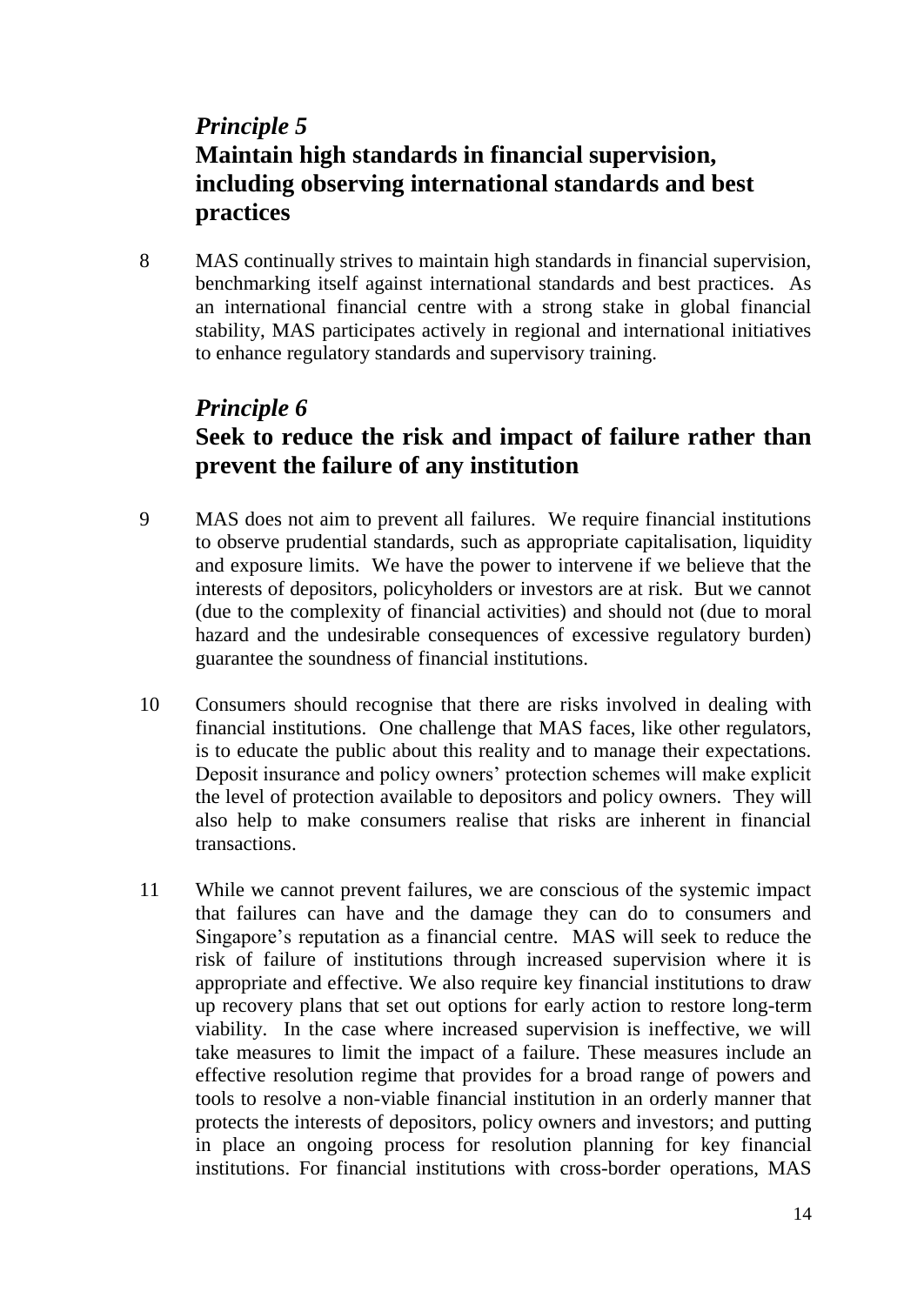## *Principle 5*
## Maintain high standards in financial supervision, including observing international standards and best practices

8 MAS continually strives to maintain high standards in financial supervision, benchmarking itself against international standards and best practices. As an international financial centre with a strong stake in global financial stability, MAS participates actively in regional and international initiatives to enhance regulatory standards and supervisory training.

## *Principle 6*
## Seek to reduce the risk and impact of failure rather than prevent the failure of any institution

9 MAS does not aim to prevent all failures. We require financial institutions to observe prudential standards, such as appropriate capitalisation, liquidity and exposure limits. We have the power to intervene if we believe that the interests of depositors, policyholders or investors are at risk. But we cannot (due to the complexity of financial activities) and should not (due to moral hazard and the undesirable consequences of excessive regulatory burden) guarantee the soundness of financial institutions.

10 Consumers should recognise that there are risks involved in dealing with financial institutions. One challenge that MAS faces, like other regulators, is to educate the public about this reality and to manage their expectations. Deposit insurance and policy owners' protection schemes will make explicit the level of protection available to depositors and policy owners. They will also help to make consumers realise that risks are inherent in financial transactions.

11 While we cannot prevent failures, we are conscious of the systemic impact that failures can have and the damage they can do to consumers and Singapore's reputation as a financial centre. MAS will seek to reduce the risk of failure of institutions through increased supervision where it is appropriate and effective. We also require key financial institutions to draw up recovery plans that set out options for early action to restore long-term viability. In the case where increased supervision is ineffective, we will take measures to limit the impact of a failure. These measures include an effective resolution regime that provides for a broad range of powers and tools to resolve a non-viable financial institution in an orderly manner that protects the interests of depositors, policy owners and investors; and putting in place an ongoing process for resolution planning for key financial institutions. For financial institutions with cross-border operations, MAS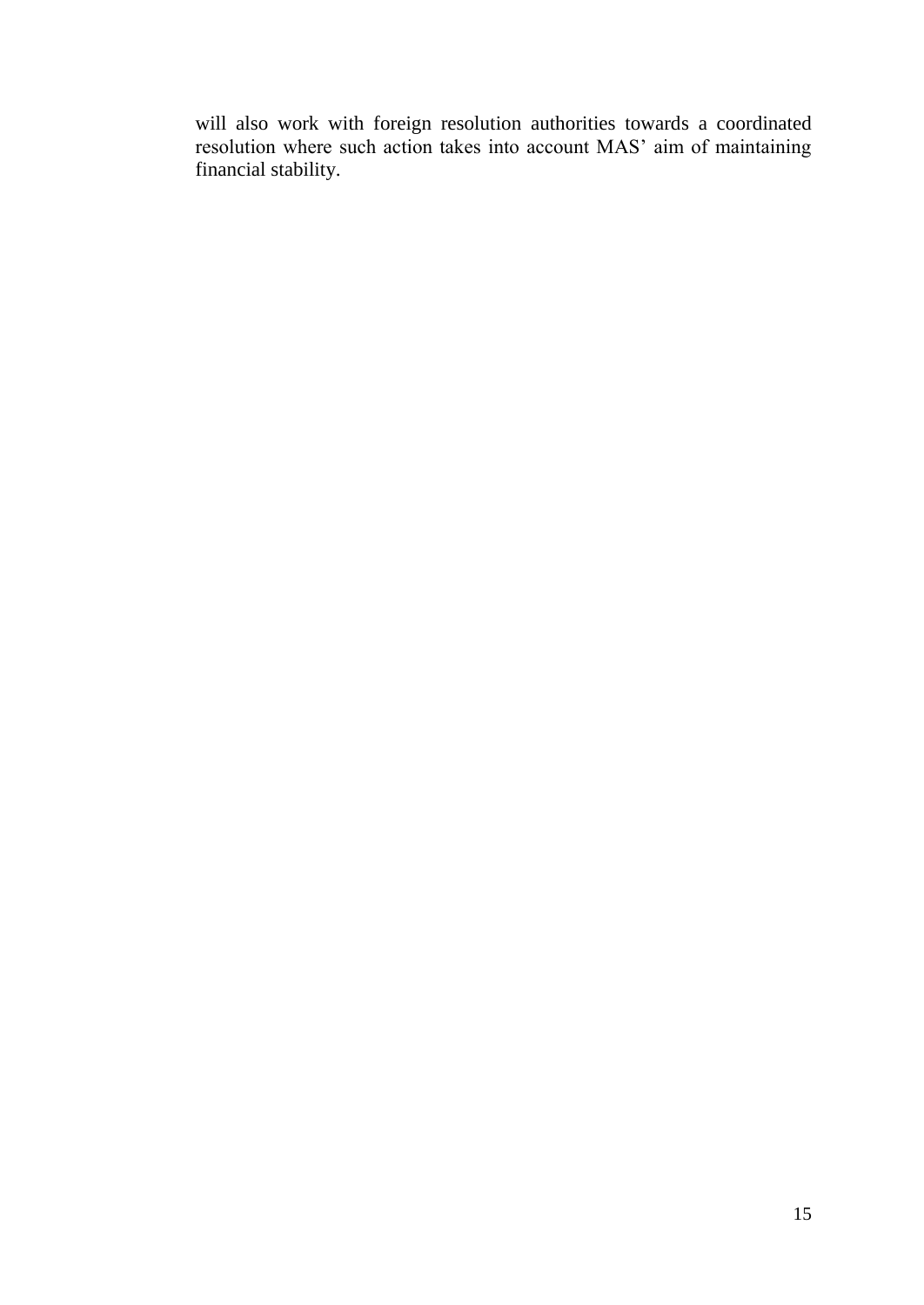will also work with foreign resolution authorities towards a coordinated resolution where such action takes into account MAS' aim of maintaining financial stability.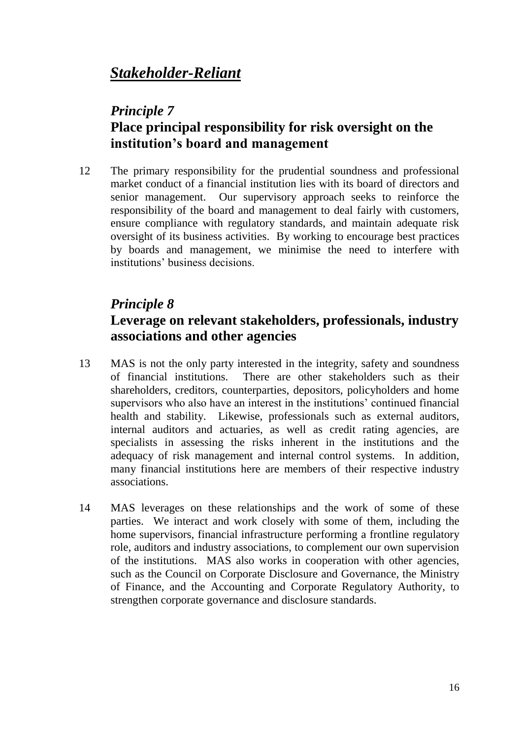## ***Stakeholder-Reliant***

### *Principle 7*
### **Place principal responsibility for risk oversight on the institution's board and management**

12 The primary responsibility for the prudential soundness and professional market conduct of a financial institution lies with its board of directors and senior management. Our supervisory approach seeks to reinforce the responsibility of the board and management to deal fairly with customers, ensure compliance with regulatory standards, and maintain adequate risk oversight of its business activities. By working to encourage best practices by boards and management, we minimise the need to interfere with institutions' business decisions.

### *Principle 8*
### **Leverage on relevant stakeholders, professionals, industry associations and other agencies**

13 MAS is not the only party interested in the integrity, safety and soundness of financial institutions. There are other stakeholders such as their shareholders, creditors, counterparties, depositors, policyholders and home supervisors who also have an interest in the institutions' continued financial health and stability. Likewise, professionals such as external auditors, internal auditors and actuaries, as well as credit rating agencies, are specialists in assessing the risks inherent in the institutions and the adequacy of risk management and internal control systems. In addition, many financial institutions here are members of their respective industry associations.

14 MAS leverages on these relationships and the work of some of these parties. We interact and work closely with some of them, including the home supervisors, financial infrastructure performing a frontline regulatory role, auditors and industry associations, to complement our own supervision of the institutions. MAS also works in cooperation with other agencies, such as the Council on Corporate Disclosure and Governance, the Ministry of Finance, and the Accounting and Corporate Regulatory Authority, to strengthen corporate governance and disclosure standards.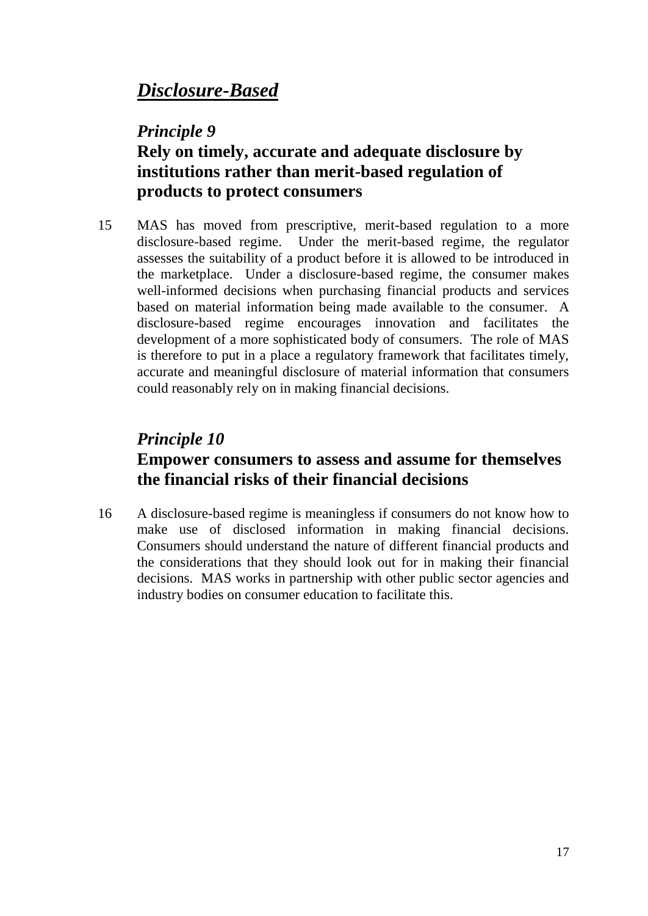## ***Disclosure-Based***

### *Principle 9*
### **Rely on timely, accurate and adequate disclosure by institutions rather than merit-based regulation of products to protect consumers**

15 MAS has moved from prescriptive, merit-based regulation to a more disclosure-based regime. Under the merit-based regime, the regulator assesses the suitability of a product before it is allowed to be introduced in the marketplace. Under a disclosure-based regime, the consumer makes well-informed decisions when purchasing financial products and services based on material information being made available to the consumer. A disclosure-based regime encourages innovation and facilitates the development of a more sophisticated body of consumers. The role of MAS is therefore to put in a place a regulatory framework that facilitates timely, accurate and meaningful disclosure of material information that consumers could reasonably rely on in making financial decisions.

### *Principle 10*
### **Empower consumers to assess and assume for themselves the financial risks of their financial decisions**

16 A disclosure-based regime is meaningless if consumers do not know how to make use of disclosed information in making financial decisions. Consumers should understand the nature of different financial products and the considerations that they should look out for in making their financial decisions. MAS works in partnership with other public sector agencies and industry bodies on consumer education to facilitate this.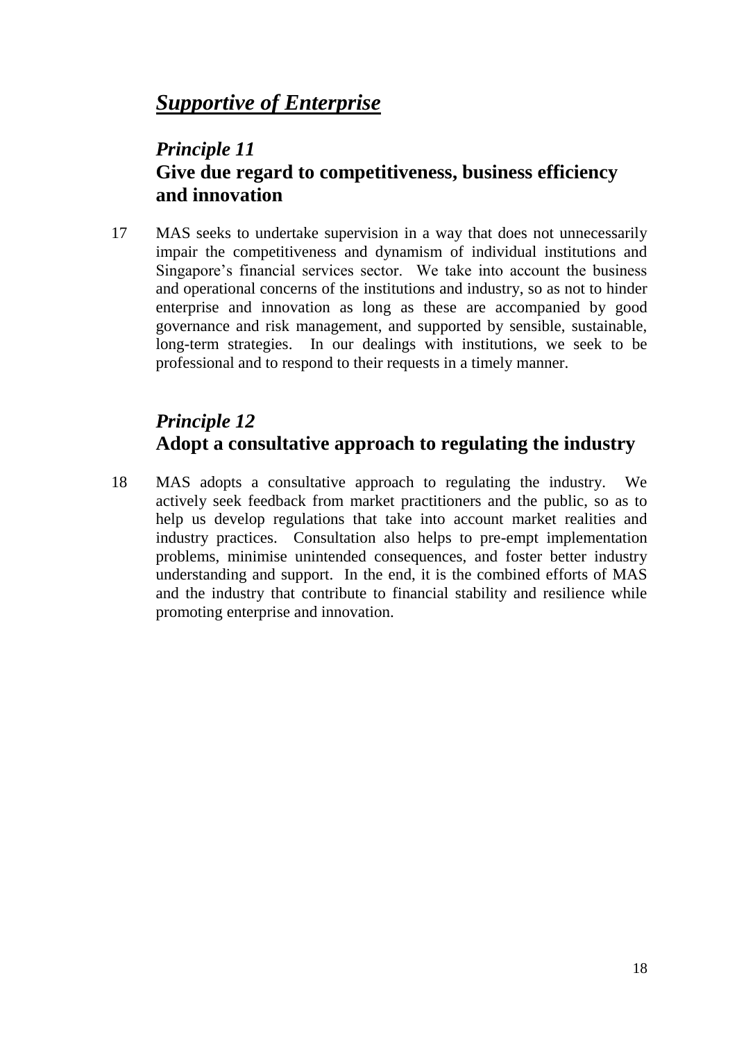## ***Supportive of Enterprise***

### *Principle 11*
### **Give due regard to competitiveness, business efficiency and innovation**

17 MAS seeks to undertake supervision in a way that does not unnecessarily impair the competitiveness and dynamism of individual institutions and Singapore's financial services sector. We take into account the business and operational concerns of the institutions and industry, so as not to hinder enterprise and innovation as long as these are accompanied by good governance and risk management, and supported by sensible, sustainable, long-term strategies. In our dealings with institutions, we seek to be professional and to respond to their requests in a timely manner.

### *Principle 12*
### **Adopt a consultative approach to regulating the industry**

18 MAS adopts a consultative approach to regulating the industry. We actively seek feedback from market practitioners and the public, so as to help us develop regulations that take into account market realities and industry practices. Consultation also helps to pre-empt implementation problems, minimise unintended consequences, and foster better industry understanding and support. In the end, it is the combined efforts of MAS and the industry that contribute to financial stability and resilience while promoting enterprise and innovation.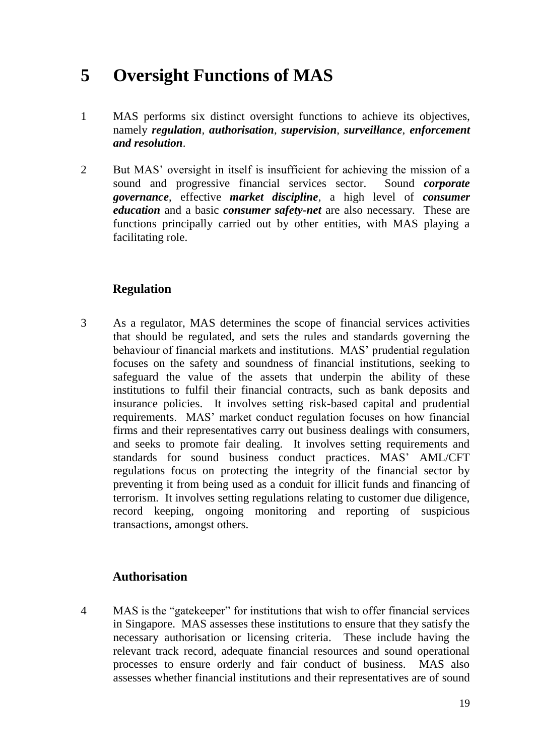# 5 Oversight Functions of MAS

1 MAS performs six distinct oversight functions to achieve its objectives, namely ***regulation***, ***authorisation***, ***supervision***, ***surveillance***, ***enforcement and resolution***.

2 But MAS' oversight in itself is insufficient for achieving the mission of a sound and progressive financial services sector. Sound ***corporate governance***, effective ***market discipline***, a high level of ***consumer education*** and a basic ***consumer safety-net*** are also necessary. These are functions principally carried out by other entities, with MAS playing a facilitating role.

## Regulation

3 As a regulator, MAS determines the scope of financial services activities that should be regulated, and sets the rules and standards governing the behaviour of financial markets and institutions. MAS' prudential regulation focuses on the safety and soundness of financial institutions, seeking to safeguard the value of the assets that underpin the ability of these institutions to fulfil their financial contracts, such as bank deposits and insurance policies. It involves setting risk-based capital and prudential requirements. MAS' market conduct regulation focuses on how financial firms and their representatives carry out business dealings with consumers, and seeks to promote fair dealing. It involves setting requirements and standards for sound business conduct practices. MAS' AML/CFT regulations focus on protecting the integrity of the financial sector by preventing it from being used as a conduit for illicit funds and financing of terrorism. It involves setting regulations relating to customer due diligence, record keeping, ongoing monitoring and reporting of suspicious transactions, amongst others.

## Authorisation

4 MAS is the "gatekeeper" for institutions that wish to offer financial services in Singapore. MAS assesses these institutions to ensure that they satisfy the necessary authorisation or licensing criteria. These include having the relevant track record, adequate financial resources and sound operational processes to ensure orderly and fair conduct of business. MAS also assesses whether financial institutions and their representatives are of sound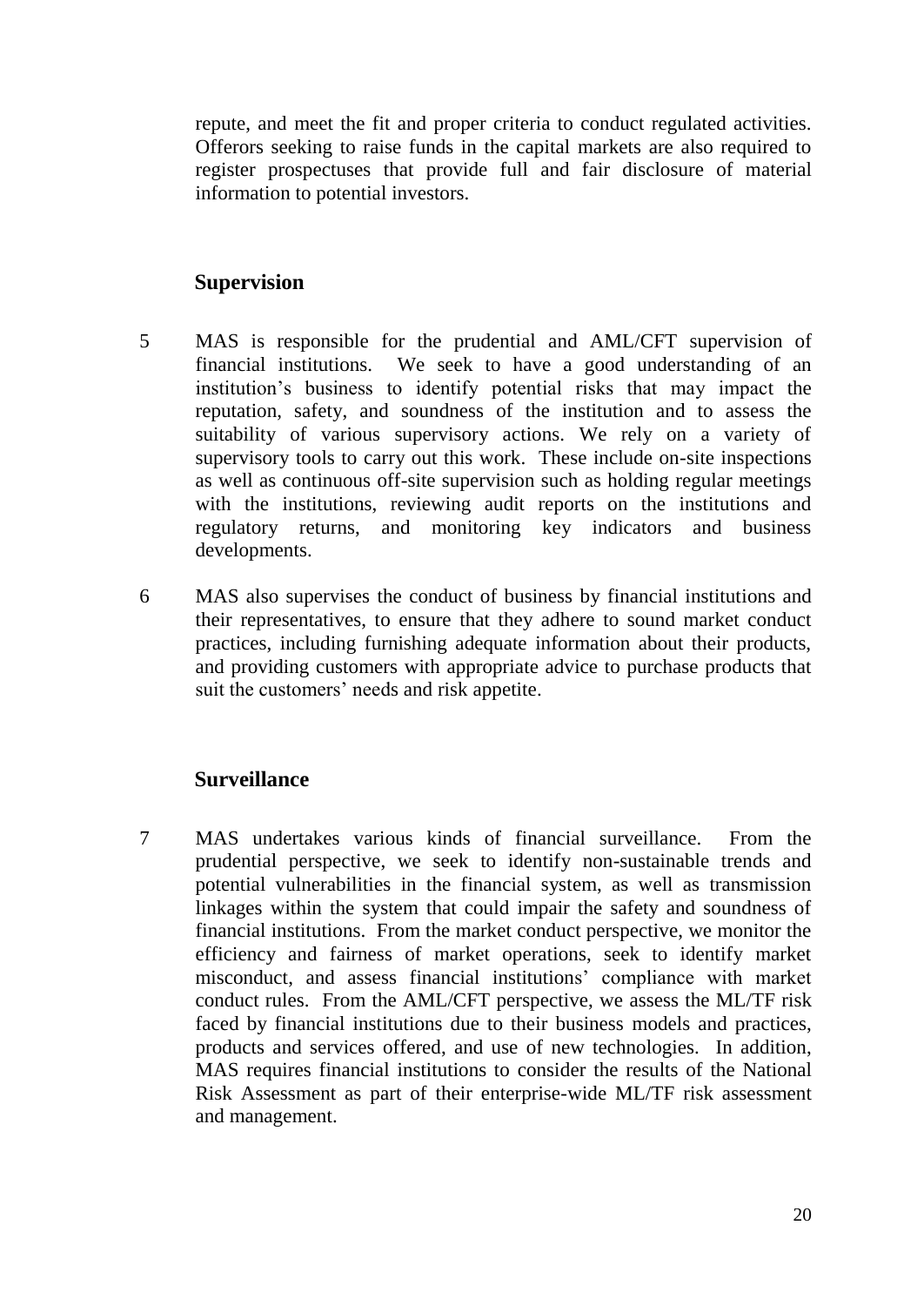repute, and meet the fit and proper criteria to conduct regulated activities. Offerors seeking to raise funds in the capital markets are also required to register prospectuses that provide full and fair disclosure of material information to potential investors.

## Supervision

5 MAS is responsible for the prudential and AML/CFT supervision of financial institutions. We seek to have a good understanding of an institution's business to identify potential risks that may impact the reputation, safety, and soundness of the institution and to assess the suitability of various supervisory actions. We rely on a variety of supervisory tools to carry out this work. These include on-site inspections as well as continuous off-site supervision such as holding regular meetings with the institutions, reviewing audit reports on the institutions and regulatory returns, and monitoring key indicators and business developments.

6 MAS also supervises the conduct of business by financial institutions and their representatives, to ensure that they adhere to sound market conduct practices, including furnishing adequate information about their products, and providing customers with appropriate advice to purchase products that suit the customers' needs and risk appetite.

## Surveillance

7 MAS undertakes various kinds of financial surveillance. From the prudential perspective, we seek to identify non-sustainable trends and potential vulnerabilities in the financial system, as well as transmission linkages within the system that could impair the safety and soundness of financial institutions. From the market conduct perspective, we monitor the efficiency and fairness of market operations, seek to identify market misconduct, and assess financial institutions' compliance with market conduct rules. From the AML/CFT perspective, we assess the ML/TF risk faced by financial institutions due to their business models and practices, products and services offered, and use of new technologies. In addition, MAS requires financial institutions to consider the results of the National Risk Assessment as part of their enterprise-wide ML/TF risk assessment and management.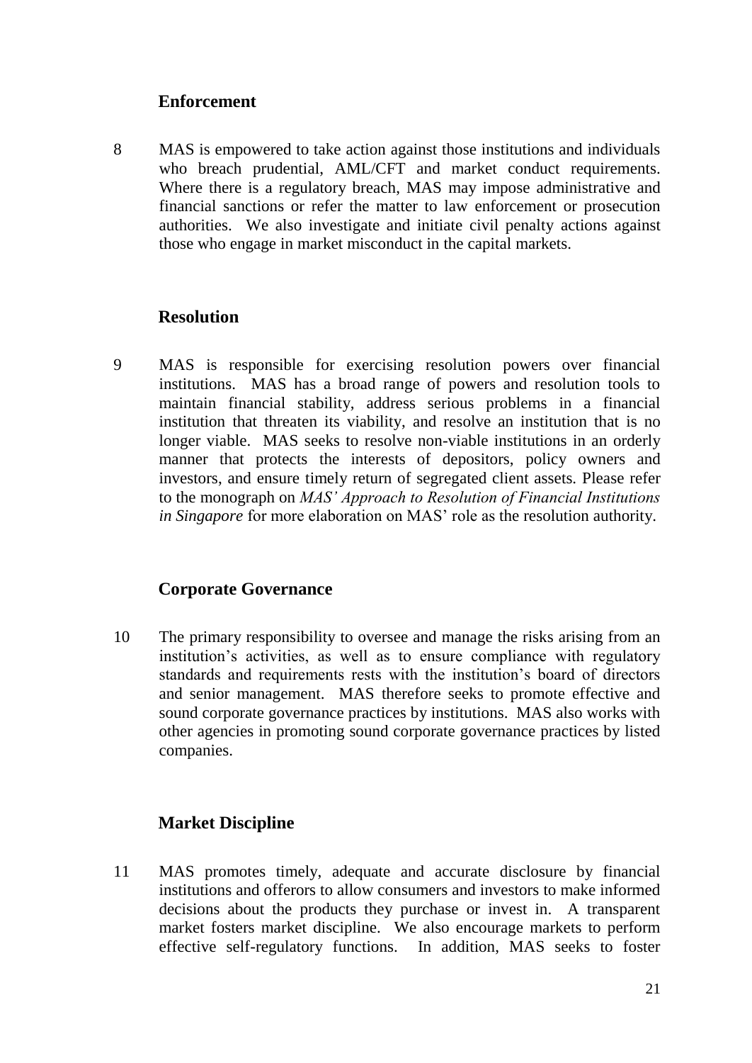## Enforcement

8 MAS is empowered to take action against those institutions and individuals who breach prudential, AML/CFT and market conduct requirements. Where there is a regulatory breach, MAS may impose administrative and financial sanctions or refer the matter to law enforcement or prosecution authorities. We also investigate and initiate civil penalty actions against those who engage in market misconduct in the capital markets.

## Resolution

9 MAS is responsible for exercising resolution powers over financial institutions. MAS has a broad range of powers and resolution tools to maintain financial stability, address serious problems in a financial institution that threaten its viability, and resolve an institution that is no longer viable. MAS seeks to resolve non-viable institutions in an orderly manner that protects the interests of depositors, policy owners and investors, and ensure timely return of segregated client assets. Please refer to the monograph on *MAS' Approach to Resolution of Financial Institutions in Singapore* for more elaboration on MAS' role as the resolution authority.

## Corporate Governance

10 The primary responsibility to oversee and manage the risks arising from an institution's activities, as well as to ensure compliance with regulatory standards and requirements rests with the institution's board of directors and senior management. MAS therefore seeks to promote effective and sound corporate governance practices by institutions. MAS also works with other agencies in promoting sound corporate governance practices by listed companies.

## Market Discipline

11 MAS promotes timely, adequate and accurate disclosure by financial institutions and offerors to allow consumers and investors to make informed decisions about the products they purchase or invest in. A transparent market fosters market discipline. We also encourage markets to perform effective self-regulatory functions. In addition, MAS seeks to foster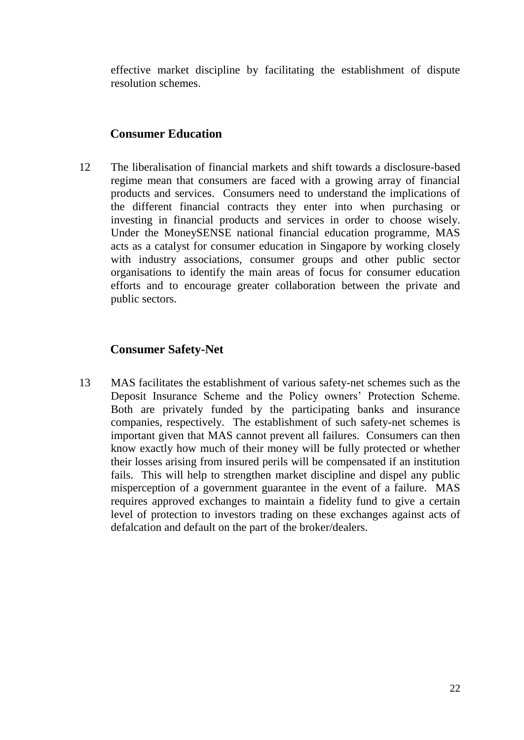effective market discipline by facilitating the establishment of dispute resolution schemes.

## Consumer Education

12 The liberalisation of financial markets and shift towards a disclosure-based regime mean that consumers are faced with a growing array of financial products and services. Consumers need to understand the implications of the different financial contracts they enter into when purchasing or investing in financial products and services in order to choose wisely. Under the MoneySENSE national financial education programme, MAS acts as a catalyst for consumer education in Singapore by working closely with industry associations, consumer groups and other public sector organisations to identify the main areas of focus for consumer education efforts and to encourage greater collaboration between the private and public sectors.

## Consumer Safety-Net

13 MAS facilitates the establishment of various safety-net schemes such as the Deposit Insurance Scheme and the Policy owners' Protection Scheme. Both are privately funded by the participating banks and insurance companies, respectively. The establishment of such safety-net schemes is important given that MAS cannot prevent all failures. Consumers can then know exactly how much of their money will be fully protected or whether their losses arising from insured perils will be compensated if an institution fails. This will help to strengthen market discipline and dispel any public misperception of a government guarantee in the event of a failure. MAS requires approved exchanges to maintain a fidelity fund to give a certain level of protection to investors trading on these exchanges against acts of defalcation and default on the part of the broker/dealers.